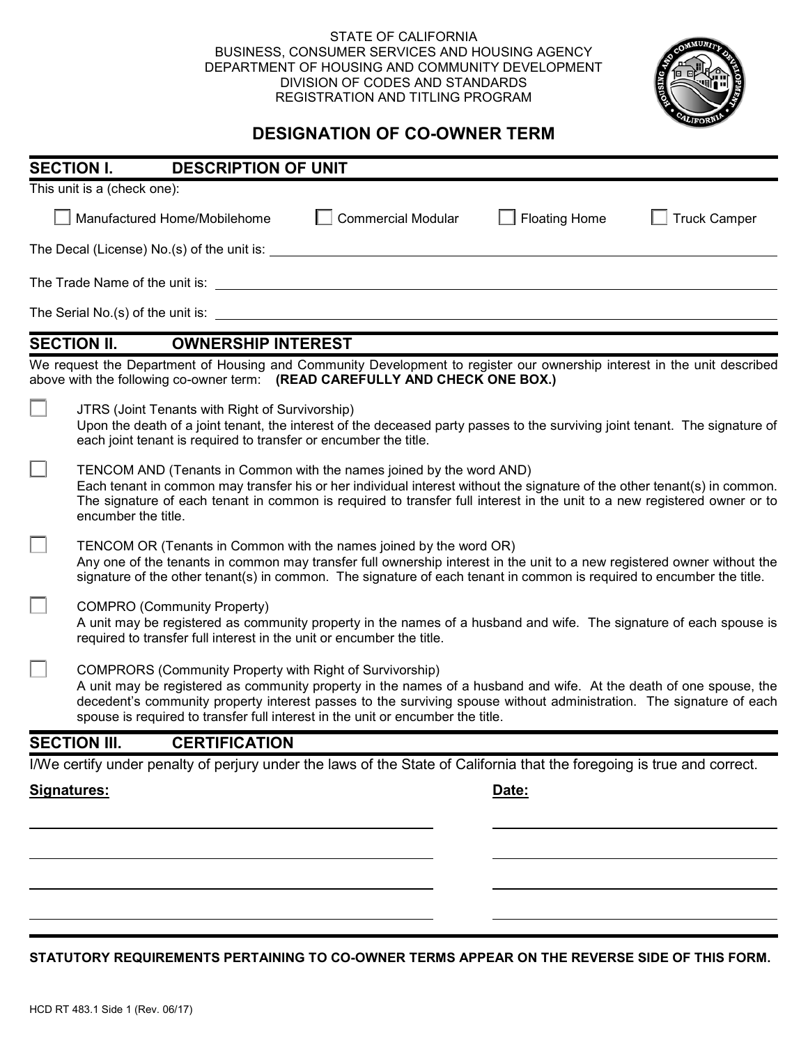STATE OF CALIFORNIA
BUSINESS, CONSUMER SERVICES AND HOUSING AGENCY
DEPARTMENT OF HOUSING AND COMMUNITY DEVELOPMENT
DIVISION OF CODES AND STANDARDS
REGISTRATION AND TITLING PROGRAM

# DESIGNATION OF CO-OWNER TERM

## SECTION I. DESCRIPTION OF UNIT

This unit is a (check one):

☐ Manufactured Home/Mobilehome ☐ Commercial Modular ☐ Floating Home ☐ Truck Camper

The Decal (License) No.(s) of the unit is: ______________________________

The Trade Name of the unit is: ______________________________

The Serial No.(s) of the unit is: ______________________________

## SECTION II. OWNERSHIP INTEREST

We request the Department of Housing and Community Development to register our ownership interest in the unit described above with the following co-owner term: **(READ CAREFULLY AND CHECK ONE BOX.)**

☐ JTRS (Joint Tenants with Right of Survivorship)
Upon the death of a joint tenant, the interest of the deceased party passes to the surviving joint tenant. The signature of each joint tenant is required to transfer or encumber the title.

☐ TENCOM AND (Tenants in Common with the names joined by the word AND)
Each tenant in common may transfer his or her individual interest without the signature of the other tenant(s) in common. The signature of each tenant in common is required to transfer full interest in the unit to a new registered owner or to encumber the title.

☐ TENCOM OR (Tenants in Common with the names joined by the word OR)
Any one of the tenants in common may transfer full ownership interest in the unit to a new registered owner without the signature of the other tenant(s) in common. The signature of each tenant in common is required to encumber the title.

☐ COMPRO (Community Property)
A unit may be registered as community property in the names of a husband and wife. The signature of each spouse is required to transfer full interest in the unit or encumber the title.

☐ COMPRORS (Community Property with Right of Survivorship)
A unit may be registered as community property in the names of a husband and wife. At the death of one spouse, the decedent's community property interest passes to the surviving spouse without administration. The signature of each spouse is required to transfer full interest in the unit or encumber the title.

## SECTION III. CERTIFICATION

I/We certify under penalty of perjury under the laws of the State of California that the foregoing is true and correct.

| **Signatures:** | **Date:** |
|---|---|
| | |
| | |
| | |
| | |

**STATUTORY REQUIREMENTS PERTAINING TO CO-OWNER TERMS APPEAR ON THE REVERSE SIDE OF THIS FORM.**

HCD RT 483.1 Side 1 (Rev. 06/17)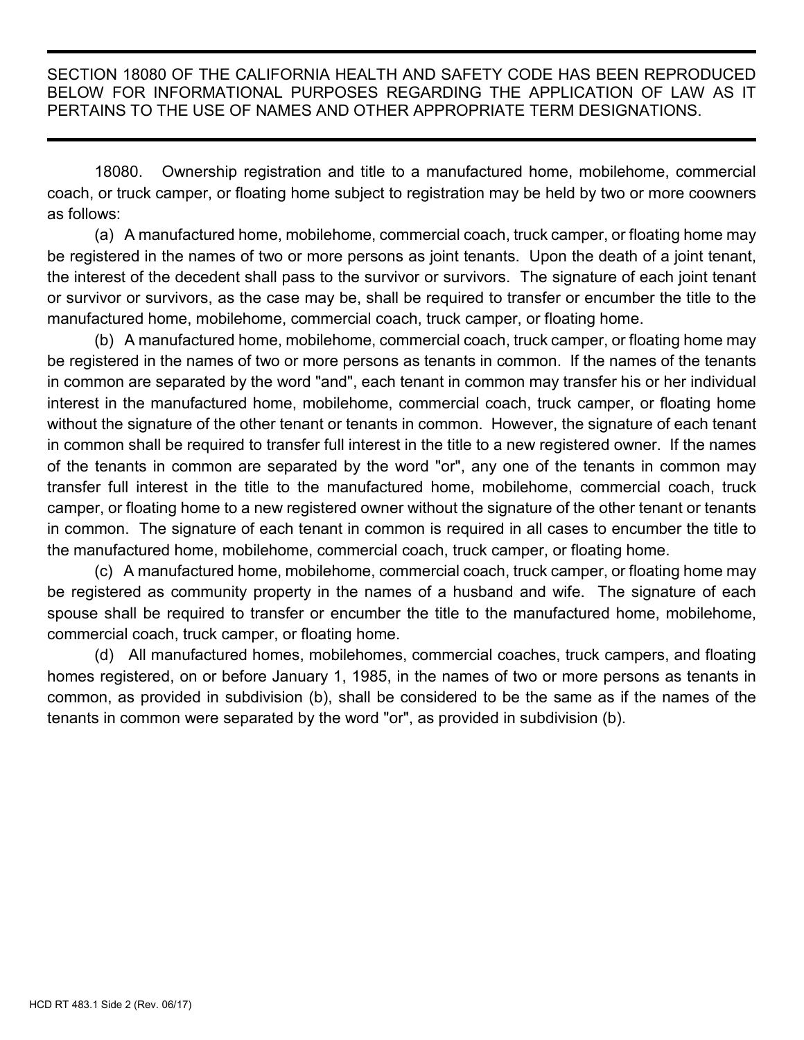SECTION 18080 OF THE CALIFORNIA HEALTH AND SAFETY CODE HAS BEEN REPRODUCED BELOW FOR INFORMATIONAL PURPOSES REGARDING THE APPLICATION OF LAW AS IT PERTAINS TO THE USE OF NAMES AND OTHER APPROPRIATE TERM DESIGNATIONS.

---

18080. Ownership registration and title to a manufactured home, mobilehome, commercial coach, or truck camper, or floating home subject to registration may be held by two or more coowners as follows:

(a) A manufactured home, mobilehome, commercial coach, truck camper, or floating home may be registered in the names of two or more persons as joint tenants. Upon the death of a joint tenant, the interest of the decedent shall pass to the survivor or survivors. The signature of each joint tenant or survivor or survivors, as the case may be, shall be required to transfer or encumber the title to the manufactured home, mobilehome, commercial coach, truck camper, or floating home.

(b) A manufactured home, mobilehome, commercial coach, truck camper, or floating home may be registered in the names of two or more persons as tenants in common. If the names of the tenants in common are separated by the word "and", each tenant in common may transfer his or her individual interest in the manufactured home, mobilehome, commercial coach, truck camper, or floating home without the signature of the other tenant or tenants in common. However, the signature of each tenant in common shall be required to transfer full interest in the title to a new registered owner. If the names of the tenants in common are separated by the word "or", any one of the tenants in common may transfer full interest in the title to the manufactured home, mobilehome, commercial coach, truck camper, or floating home to a new registered owner without the signature of the other tenant or tenants in common. The signature of each tenant in common is required in all cases to encumber the title to the manufactured home, mobilehome, commercial coach, truck camper, or floating home.

(c) A manufactured home, mobilehome, commercial coach, truck camper, or floating home may be registered as community property in the names of a husband and wife. The signature of each spouse shall be required to transfer or encumber the title to the manufactured home, mobilehome, commercial coach, truck camper, or floating home.

(d) All manufactured homes, mobilehomes, commercial coaches, truck campers, and floating homes registered, on or before January 1, 1985, in the names of two or more persons as tenants in common, as provided in subdivision (b), shall be considered to be the same as if the names of the tenants in common were separated by the word "or", as provided in subdivision (b).

HCD RT 483.1 Side 2 (Rev. 06/17)